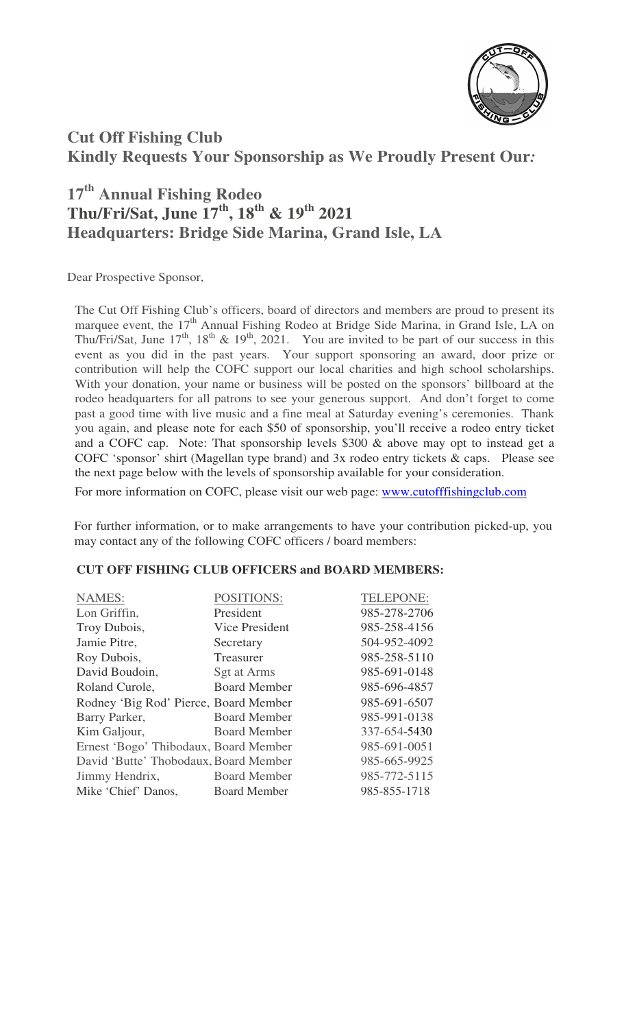## Cut Off Fishing Club
## Kindly Requests Your Sponsorship as We Proudly Present Our*:*

## 17th Annual Fishing Rodeo
## Thu/Fri/Sat, June 17th, 18th & 19th 2021
## Headquarters: Bridge Side Marina, Grand Isle, LA

Dear Prospective Sponsor,

The Cut Off Fishing Club's officers, board of directors and members are proud to present its marquee event, the 17th Annual Fishing Rodeo at Bridge Side Marina, in Grand Isle, LA on Thu/Fri/Sat, June 17th, 18th & 19th, 2021. You are invited to be part of our success in this event as you did in the past years. Your support sponsoring an award, door prize or contribution will help the COFC support our local charities and high school scholarships. With your donation, your name or business will be posted on the sponsors' billboard at the rodeo headquarters for all patrons to see your generous support. And don't forget to come past a good time with live music and a fine meal at Saturday evening's ceremonies. Thank you again, and please note for each $50 of sponsorship, you'll receive a rodeo entry ticket and a COFC cap. Note: That sponsorship levels $300 & above may opt to instead get a COFC 'sponsor' shirt (Magellan type brand) and 3x rodeo entry tickets & caps. Please see the next page below with the levels of sponsorship available for your consideration.

For more information on COFC, please visit our web page: www.cutofffishingclub.com

For further information, or to make arrangements to have your contribution picked-up, you may contact any of the following COFC officers / board members:

**CUT OFF FISHING CLUB OFFICERS and BOARD MEMBERS:**

| NAMES: | POSITIONS: | TELEPONE: |
|---|---|---|
| Lon Griffin, | President | 985-278-2706 |
| Troy Dubois, | Vice President | 985-258-4156 |
| Jamie Pitre, | Secretary | 504-952-4092 |
| Roy Dubois, | Treasurer | 985-258-5110 |
| David Boudoin, | Sgt at Arms | 985-691-0148 |
| Roland Curole, | Board Member | 985-696-4857 |
| Rodney 'Big Rod' Pierce, | Board Member | 985-691-6507 |
| Barry Parker, | Board Member | 985-991-0138 |
| Kim Galjour, | Board Member | 337-654-5430 |
| Ernest 'Bogo' Thibodaux, | Board Member | 985-691-0051 |
| David 'Butte' Thobodaux, | Board Member | 985-665-9925 |
| Jimmy Hendrix, | Board Member | 985-772-5115 |
| Mike 'Chief' Danos, | Board Member | 985-855-1718 |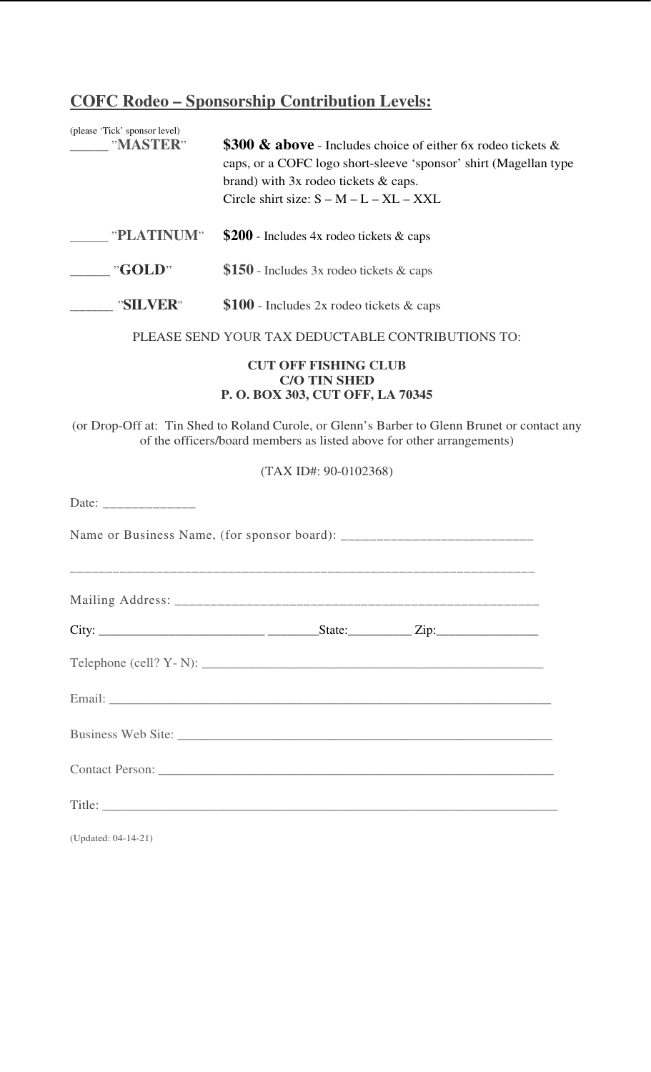## COFC Rodeo – Sponsorship Contribution Levels:

(please 'Tick' sponsor level)

_____ "**MASTER**" **$300 & above** - Includes choice of either 6x rodeo tickets & caps, or a COFC logo short-sleeve 'sponsor' shirt (Magellan type brand) with 3x rodeo tickets & caps.
Circle shirt size: S – M – L – XL – XXL

_____ "**PLATINUM**" **$200** - Includes 4x rodeo tickets & caps

_____ "**GOLD**" **$150** - Includes 3x rodeo tickets & caps

_____ "**SILVER**" **$100** - Includes 2x rodeo tickets & caps

PLEASE SEND YOUR TAX DEDUCTABLE CONTRIBUTIONS TO:

**CUT OFF FISHING CLUB**
**C/O TIN SHED**
**P. O. BOX 303, CUT OFF, LA 70345**

(or Drop-Off at: Tin Shed to Roland Curole, or Glenn's Barber to Glenn Brunet or contact any of the officers/board members as listed above for other arrangements)

(TAX ID#: 90-0102368)

Date: _____________

Name or Business Name, (for sponsor board): __________________________

_________________________________________________________________

Mailing Address: __________________________________________________

City: ________________________ ________State:_________ Zip:_______________

Telephone (cell? Y- N): ____________________________________________________

Email: _________________________________________________________________

Business Web Site: ________________________________________________________

Contact Person: ___________________________________________________________

Title: ___________________________________________________________________

(Updated: 04-14-21)